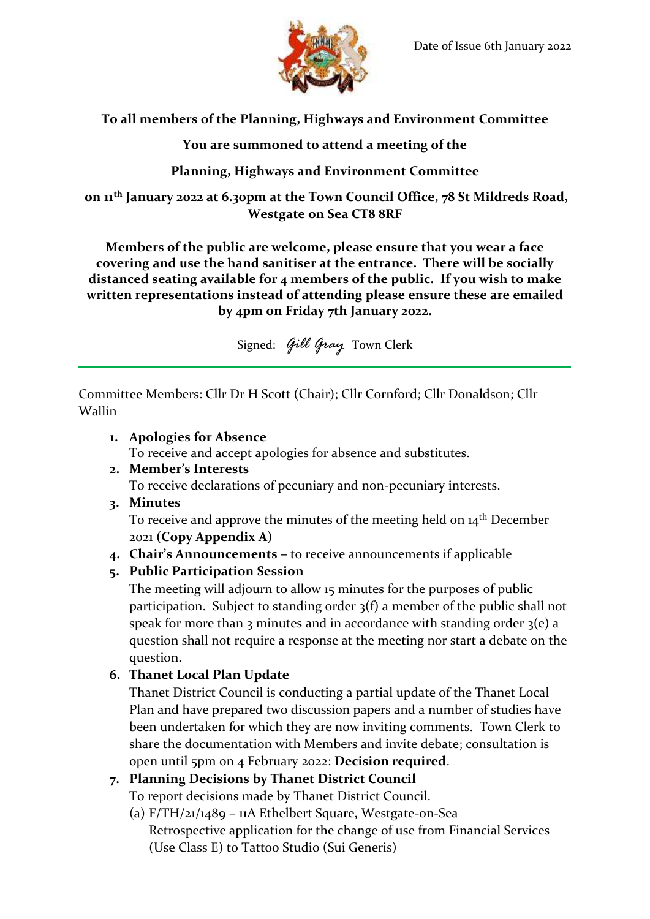Date of Issue 6th January 2022

**To all members of the Planning, Highways and Environment Committee**

**You are summoned to attend a meeting of the**

**Planning, Highways and Environment Committee**

**on 11th January 2022 at 6.30pm at the Town Council Office, 78 St Mildreds Road, Westgate on Sea CT8 8RF**

**Members of the public are welcome, please ensure that you wear a face covering and use the hand sanitiser at the entrance. There will be socially distanced seating available for 4 members of the public. If you wish to make written representations instead of attending please ensure these are emailed by 4pm on Friday 7th January 2022.**

Signed: *Gill Gray* Town Clerk

---

Committee Members: Cllr Dr H Scott (Chair); Cllr Cornford; Cllr Donaldson; Cllr Wallin

1. **Apologies for Absence**
   To receive and accept apologies for absence and substitutes.
2. **Member's Interests**
   To receive declarations of pecuniary and non-pecuniary interests.
3. **Minutes**
   To receive and approve the minutes of the meeting held on 14th December 2021 **(Copy Appendix A)**
4. **Chair's Announcements** – to receive announcements if applicable
5. **Public Participation Session**
   The meeting will adjourn to allow 15 minutes for the purposes of public participation. Subject to standing order 3(f) a member of the public shall not speak for more than 3 minutes and in accordance with standing order 3(e) a question shall not require a response at the meeting nor start a debate on the question.
6. **Thanet Local Plan Update**
   Thanet District Council is conducting a partial update of the Thanet Local Plan and have prepared two discussion papers and a number of studies have been undertaken for which they are now inviting comments. Town Clerk to share the documentation with Members and invite debate; consultation is open until 5pm on 4 February 2022: **Decision required**.
7. **Planning Decisions by Thanet District Council**
   To report decisions made by Thanet District Council.
   (a) F/TH/21/1489 – 11A Ethelbert Square, Westgate-on-Sea
   Retrospective application for the change of use from Financial Services (Use Class E) to Tattoo Studio (Sui Generis)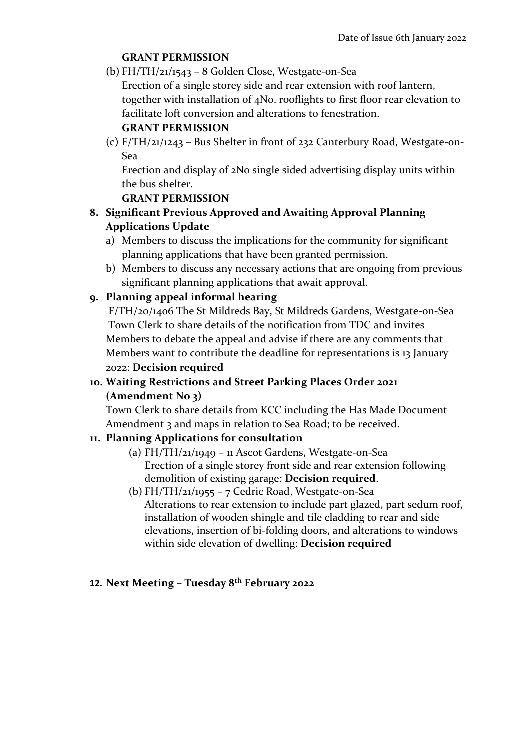Date of Issue 6th January 2022

**GRANT PERMISSION**

(b) FH/TH/21/1543 – 8 Golden Close, Westgate-on-Sea
Erection of a single storey side and rear extension with roof lantern, together with installation of 4No. rooflights to first floor rear elevation to facilitate loft conversion and alterations to fenestration.
**GRANT PERMISSION**

(c) F/TH/21/1243 – Bus Shelter in front of 232 Canterbury Road, Westgate-on-Sea
Erection and display of 2No single sided advertising display units within the bus shelter.
**GRANT PERMISSION**

**8. Significant Previous Approved and Awaiting Approval Planning Applications Update**

a) Members to discuss the implications for the community for significant planning applications that have been granted permission.
b) Members to discuss any necessary actions that are ongoing from previous significant planning applications that await approval.

**9. Planning appeal informal hearing**

F/TH/20/1406 The St Mildreds Bay, St Mildreds Gardens, Westgate-on-Sea
Town Clerk to share details of the notification from TDC and invites Members to debate the appeal and advise if there are any comments that Members want to contribute the deadline for representations is 13 January 2022: **Decision required**

**10. Waiting Restrictions and Street Parking Places Order 2021 (Amendment No 3)**

Town Clerk to share details from KCC including the Has Made Document Amendment 3 and maps in relation to Sea Road; to be received.

**11. Planning Applications for consultation**

(a) FH/TH/21/1949 – 11 Ascot Gardens, Westgate-on-Sea
Erection of a single storey front side and rear extension following demolition of existing garage: **Decision required**.

(b) FH/TH/21/1955 – 7 Cedric Road, Westgate-on-Sea
Alterations to rear extension to include part glazed, part sedum roof, installation of wooden shingle and tile cladding to rear and side elevations, insertion of bi-folding doors, and alterations to windows within side elevation of dwelling: **Decision required**

**12. Next Meeting – Tuesday 8th February 2022**